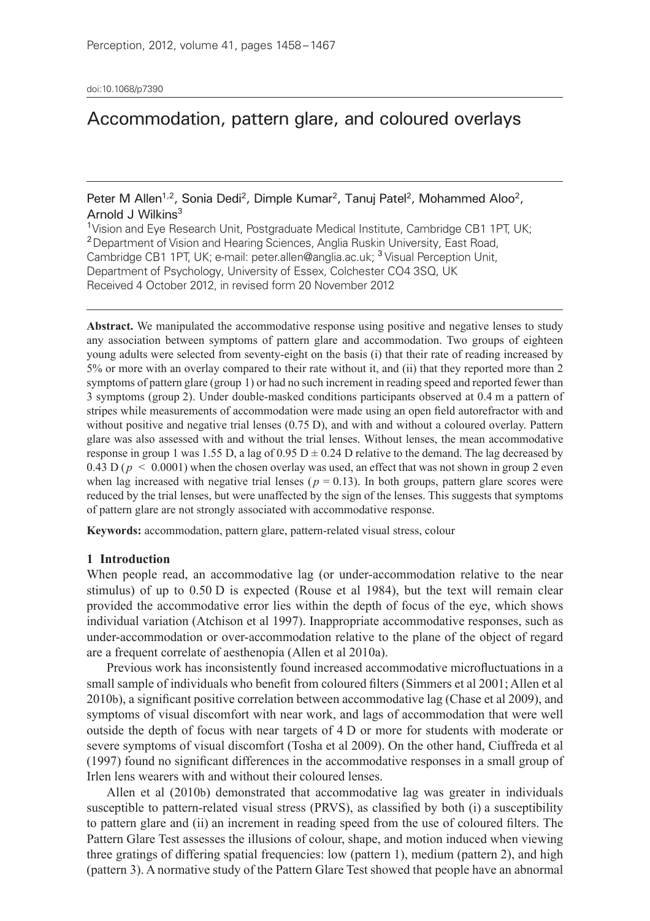doi:10.1068/p7390

# Accommodation, pattern glare, and coloured overlays

Peter M Allen[1,2], Sonia Dedi[2], Dimple Kumar[2], Tanuj Patel[2], Mohammed Aloo[2], Arnold J Wilkins[3]

[1]Vision and Eye Research Unit, Postgraduate Medical Institute, Cambridge CB1 1PT, UK; [2]Department of Vision and Hearing Sciences, Anglia Ruskin University, East Road, Cambridge CB1 1PT, UK; e-mail: peter.allen@anglia.ac.uk; [3]Visual Perception Unit, Department of Psychology, University of Essex, Colchester CO4 3SQ, UK

Received 4 October 2012, in revised form 20 November 2012

**Abstract.** We manipulated the accommodative response using positive and negative lenses to study any association between symptoms of pattern glare and accommodation. Two groups of eighteen young adults were selected from seventy-eight on the basis (i) that their rate of reading increased by 5% or more with an overlay compared to their rate without it, and (ii) that they reported more than 2 symptoms of pattern glare (group 1) or had no such increment in reading speed and reported fewer than 3 symptoms (group 2). Under double-masked conditions participants observed at 0.4 m a pattern of stripes while measurements of accommodation were made using an open field autorefractor with and without positive and negative trial lenses (0.75 D), and with and without a coloured overlay. Pattern glare was also assessed with and without the trial lenses. Without lenses, the mean accommodative response in group 1 was 1.55 D, a lag of 0.95 D $\pm$ 0.24 D relative to the demand. The lag decreased by 0.43 D ($p < 0.0001$) when the chosen overlay was used, an effect that was not shown in group 2 even when lag increased with negative trial lenses ($p = 0.13$). In both groups, pattern glare scores were reduced by the trial lenses, but were unaffected by the sign of the lenses. This suggests that symptoms of pattern glare are not strongly associated with accommodative response.

**Keywords:** accommodation, pattern glare, pattern-related visual stress, colour

## 1 Introduction

When people read, an accommodative lag (or under-accommodation relative to the near stimulus) of up to 0.50 D is expected (Rouse et al 1984), but the text will remain clear provided the accommodative error lies within the depth of focus of the eye, which shows individual variation (Atchison et al 1997). Inappropriate accommodative responses, such as under-accommodation or over-accommodation relative to the plane of the object of regard are a frequent correlate of aesthenopia (Allen et al 2010a).

Previous work has inconsistently found increased accommodative microfluctuations in a small sample of individuals who benefit from coloured filters (Simmers et al 2001; Allen et al 2010b), a significant positive correlation between accommodative lag (Chase et al 2009), and symptoms of visual discomfort with near work, and lags of accommodation that were well outside the depth of focus with near targets of 4 D or more for students with moderate or severe symptoms of visual discomfort (Tosha et al 2009). On the other hand, Ciuffreda et al (1997) found no significant differences in the accommodative responses in a small group of Irlen lens wearers with and without their coloured lenses.

Allen et al (2010b) demonstrated that accommodative lag was greater in individuals susceptible to pattern-related visual stress (PRVS), as classified by both (i) a susceptibility to pattern glare and (ii) an increment in reading speed from the use of coloured filters. The Pattern Glare Test assesses the illusions of colour, shape, and motion induced when viewing three gratings of differing spatial frequencies: low (pattern 1), medium (pattern 2), and high (pattern 3). A normative study of the Pattern Glare Test showed that people have an abnormal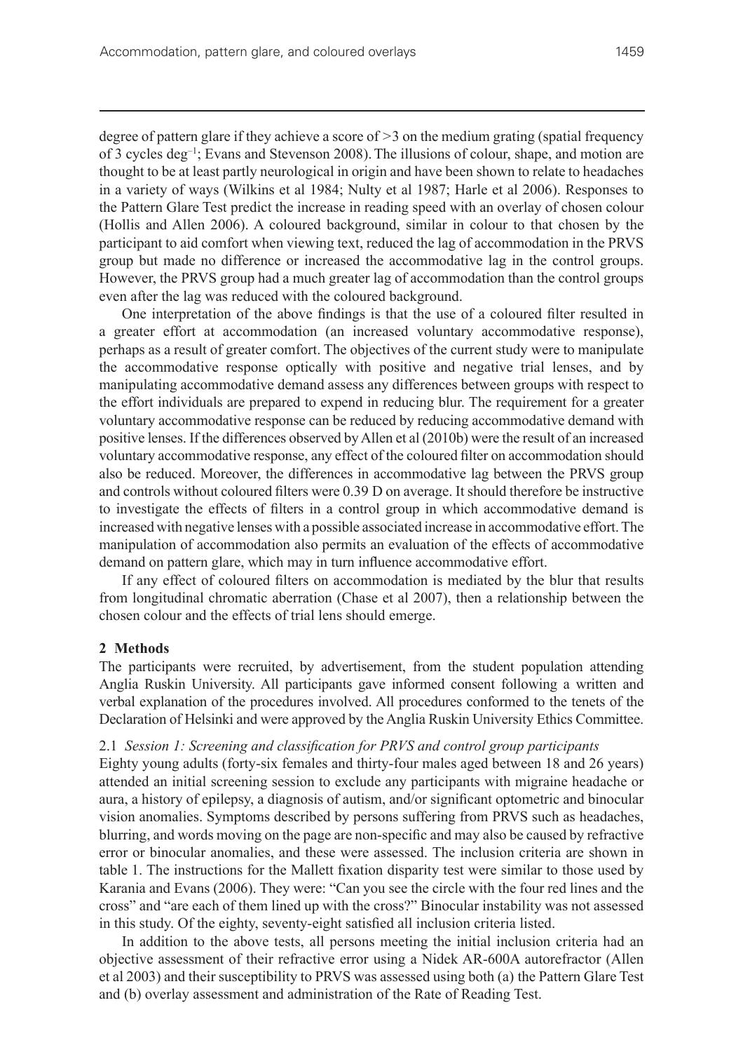degree of pattern glare if they achieve a score of >3 on the medium grating (spatial frequency of 3 cycles deg$^{-1}$; Evans and Stevenson 2008). The illusions of colour, shape, and motion are thought to be at least partly neurological in origin and have been shown to relate to headaches in a variety of ways (Wilkins et al 1984; Nulty et al 1987; Harle et al 2006). Responses to the Pattern Glare Test predict the increase in reading speed with an overlay of chosen colour (Hollis and Allen 2006). A coloured background, similar in colour to that chosen by the participant to aid comfort when viewing text, reduced the lag of accommodation in the PRVS group but made no difference or increased the accommodative lag in the control groups. However, the PRVS group had a much greater lag of accommodation than the control groups even after the lag was reduced with the coloured background.

One interpretation of the above findings is that the use of a coloured filter resulted in a greater effort at accommodation (an increased voluntary accommodative response), perhaps as a result of greater comfort. The objectives of the current study were to manipulate the accommodative response optically with positive and negative trial lenses, and by manipulating accommodative demand assess any differences between groups with respect to the effort individuals are prepared to expend in reducing blur. The requirement for a greater voluntary accommodative response can be reduced by reducing accommodative demand with positive lenses. If the differences observed by Allen et al (2010b) were the result of an increased voluntary accommodative response, any effect of the coloured filter on accommodation should also be reduced. Moreover, the differences in accommodative lag between the PRVS group and controls without coloured filters were 0.39 D on average. It should therefore be instructive to investigate the effects of filters in a control group in which accommodative demand is increased with negative lenses with a possible associated increase in accommodative effort. The manipulation of accommodation also permits an evaluation of the effects of accommodative demand on pattern glare, which may in turn influence accommodative effort.

If any effect of coloured filters on accommodation is mediated by the blur that results from longitudinal chromatic aberration (Chase et al 2007), then a relationship between the chosen colour and the effects of trial lens should emerge.

## 2 Methods

The participants were recruited, by advertisement, from the student population attending Anglia Ruskin University. All participants gave informed consent following a written and verbal explanation of the procedures involved. All procedures conformed to the tenets of the Declaration of Helsinki and were approved by the Anglia Ruskin University Ethics Committee.

### 2.1 *Session 1: Screening and classification for PRVS and control group participants*

Eighty young adults (forty-six females and thirty-four males aged between 18 and 26 years) attended an initial screening session to exclude any participants with migraine headache or aura, a history of epilepsy, a diagnosis of autism, and/or significant optometric and binocular vision anomalies. Symptoms described by persons suffering from PRVS such as headaches, blurring, and words moving on the page are non-specific and may also be caused by refractive error or binocular anomalies, and these were assessed. The inclusion criteria are shown in table 1. The instructions for the Mallett fixation disparity test were similar to those used by Karania and Evans (2006). They were: "Can you see the circle with the four red lines and the cross" and "are each of them lined up with the cross?" Binocular instability was not assessed in this study. Of the eighty, seventy-eight satisfied all inclusion criteria listed.

In addition to the above tests, all persons meeting the initial inclusion criteria had an objective assessment of their refractive error using a Nidek AR-600A autorefractor (Allen et al 2003) and their susceptibility to PRVS was assessed using both (a) the Pattern Glare Test and (b) overlay assessment and administration of the Rate of Reading Test.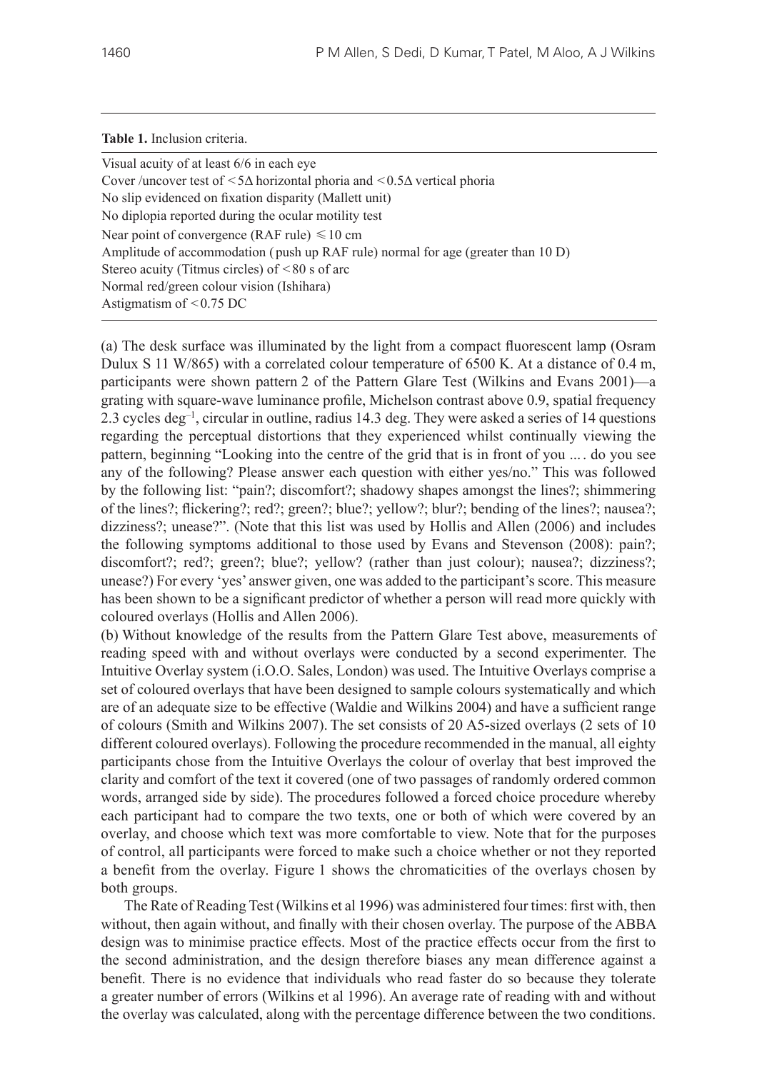**Table 1.** Inclusion criteria.

| |
|---|
| Visual acuity of at least 6/6 in each eye |
| Cover /uncover test of $<5\Delta$ horizontal phoria and $<0.5\Delta$ vertical phoria |
| No slip evidenced on fixation disparity (Mallett unit) |
| No diplopia reported during the ocular motility test |
| Near point of convergence (RAF rule) $\leqslant 10$ cm |
| Amplitude of accommodation ( push up RAF rule) normal for age (greater than 10 D) |
| Stereo acuity (Titmus circles) of $<80$ s of arc |
| Normal red/green colour vision (Ishihara) |
| Astigmatism of $<0.75$ DC |

(a) The desk surface was illuminated by the light from a compact fluorescent lamp (Osram Dulux S 11 W/865) with a correlated colour temperature of 6500 K. At a distance of 0.4 m, participants were shown pattern 2 of the Pattern Glare Test (Wilkins and Evans 2001)—a grating with square-wave luminance profile, Michelson contrast above 0.9, spatial frequency 2.3 cycles deg$^{-1}$, circular in outline, radius 14.3 deg. They were asked a series of 14 questions regarding the perceptual distortions that they experienced whilst continually viewing the pattern, beginning "Looking into the centre of the grid that is in front of you ... . do you see any of the following? Please answer each question with either yes/no." This was followed by the following list: "pain?; discomfort?; shadowy shapes amongst the lines?; shimmering of the lines?; flickering?; red?; green?; blue?; yellow?; blur?; bending of the lines?; nausea?; dizziness?; unease?". (Note that this list was used by Hollis and Allen (2006) and includes the following symptoms additional to those used by Evans and Stevenson (2008): pain?; discomfort?; red?; green?; blue?; yellow? (rather than just colour); nausea?; dizziness?; unease?) For every 'yes' answer given, one was added to the participant's score. This measure has been shown to be a significant predictor of whether a person will read more quickly with coloured overlays (Hollis and Allen 2006).

(b) Without knowledge of the results from the Pattern Glare Test above, measurements of reading speed with and without overlays were conducted by a second experimenter. The Intuitive Overlay system (i.O.O. Sales, London) was used. The Intuitive Overlays comprise a set of coloured overlays that have been designed to sample colours systematically and which are of an adequate size to be effective (Waldie and Wilkins 2004) and have a sufficient range of colours (Smith and Wilkins 2007). The set consists of 20 A5-sized overlays (2 sets of 10 different coloured overlays). Following the procedure recommended in the manual, all eighty participants chose from the Intuitive Overlays the colour of overlay that best improved the clarity and comfort of the text it covered (one of two passages of randomly ordered common words, arranged side by side). The procedures followed a forced choice procedure whereby each participant had to compare the two texts, one or both of which were covered by an overlay, and choose which text was more comfortable to view. Note that for the purposes of control, all participants were forced to make such a choice whether or not they reported a benefit from the overlay. Figure 1 shows the chromaticities of the overlays chosen by both groups.

The Rate of Reading Test (Wilkins et al 1996) was administered four times: first with, then without, then again without, and finally with their chosen overlay. The purpose of the ABBA design was to minimise practice effects. Most of the practice effects occur from the first to the second administration, and the design therefore biases any mean difference against a benefit. There is no evidence that individuals who read faster do so because they tolerate a greater number of errors (Wilkins et al 1996). An average rate of reading with and without the overlay was calculated, along with the percentage difference between the two conditions.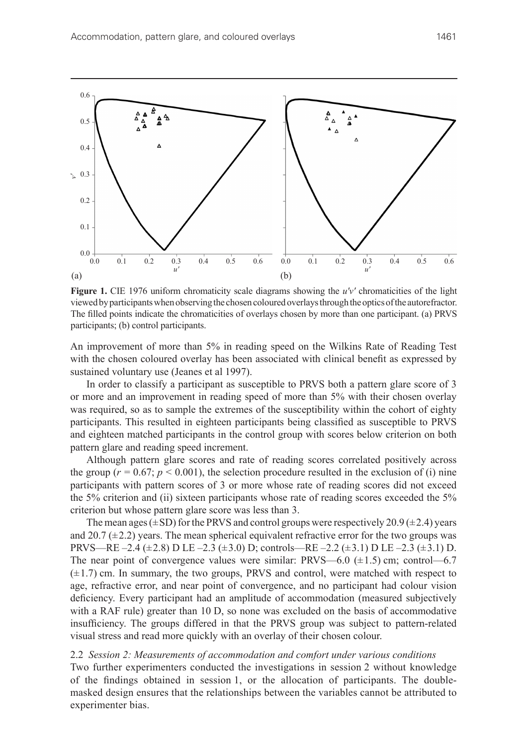0.6
0.5
0.4
$v'$ 0.3
0.2
0.1
0.0
0.0 0.1 0.2 0.3 0.4 0.5 0.6
$u'$
(a)

0.0 0.1 0.2 0.3 0.4 0.5 0.6
$u'$
(b)

**Figure 1.** CIE 1976 uniform chromaticity scale diagrams showing the $u'v'$ chromaticities of the light viewed by participants when observing the chosen coloured overlays through the optics of the autorefractor. The filled points indicate the chromaticities of overlays chosen by more than one participant. (a) PRVS participants; (b) control participants.

An improvement of more than 5% in reading speed on the Wilkins Rate of Reading Test with the chosen coloured overlay has been associated with clinical benefit as expressed by sustained voluntary use (Jeanes et al 1997).

In order to classify a participant as susceptible to PRVS both a pattern glare score of 3 or more and an improvement in reading speed of more than 5% with their chosen overlay was required, so as to sample the extremes of the susceptibility within the cohort of eighty participants. This resulted in eighteen participants being classified as susceptible to PRVS and eighteen matched participants in the control group with scores below criterion on both pattern glare and reading speed increment.

Although pattern glare scores and rate of reading scores correlated positively across the group ($r = 0.67$; $p < 0.001$), the selection procedure resulted in the exclusion of (i) nine participants with pattern scores of 3 or more whose rate of reading scores did not exceed the 5% criterion and (ii) sixteen participants whose rate of reading scores exceeded the 5% criterion but whose pattern glare score was less than 3.

The mean ages ($\pm$SD) for the PRVS and control groups were respectively 20.9 ($\pm$2.4) years and 20.7 ($\pm$2.2) years. The mean spherical equivalent refractive error for the two groups was PRVS—RE –2.4 ($\pm$2.8) D LE –2.3 ($\pm$3.0) D; controls—RE –2.2 ($\pm$3.1) D LE –2.3 ($\pm$3.1) D. The near point of convergence values were similar: PRVS—6.0 ($\pm$1.5) cm; control—6.7 ($\pm$1.7) cm. In summary, the two groups, PRVS and control, were matched with respect to age, refractive error, and near point of convergence, and no participant had colour vision deficiency. Every participant had an amplitude of accommodation (measured subjectively with a RAF rule) greater than 10 D, so none was excluded on the basis of accommodative insufficiency. The groups differed in that the PRVS group was subject to pattern-related visual stress and read more quickly with an overlay of their chosen colour.

### 2.2 *Session 2: Measurements of accommodation and comfort under various conditions*

Two further experimenters conducted the investigations in session 2 without knowledge of the findings obtained in session 1, or the allocation of participants. The double-masked design ensures that the relationships between the variables cannot be attributed to experimenter bias.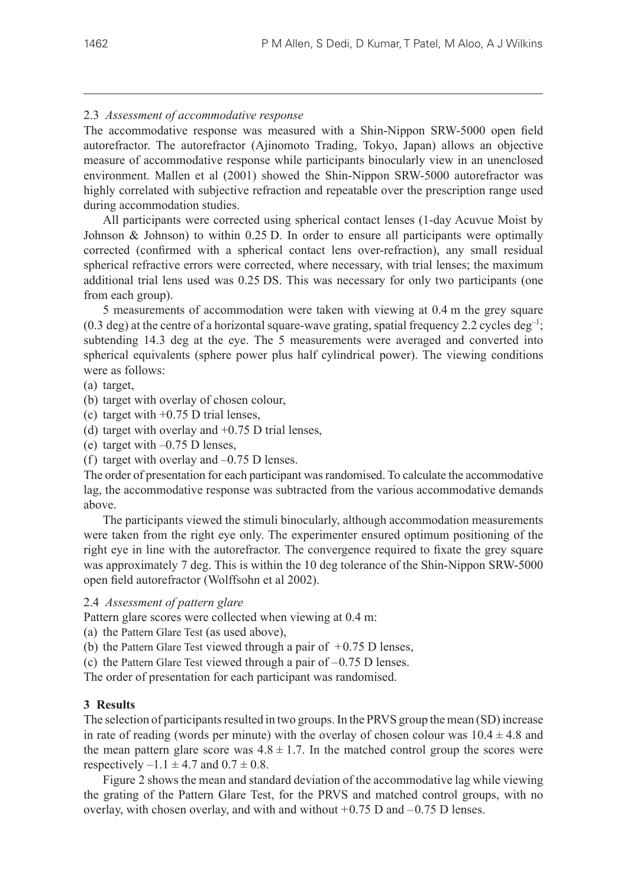### 2.3 *Assessment of accommodative response*

The accommodative response was measured with a Shin-Nippon SRW-5000 open field autorefractor. The autorefractor (Ajinomoto Trading, Tokyo, Japan) allows an objective measure of accommodative response while participants binocularly view in an unenclosed environment. Mallen et al (2001) showed the Shin-Nippon SRW-5000 autorefractor was highly correlated with subjective refraction and repeatable over the prescription range used during accommodation studies.

All participants were corrected using spherical contact lenses (1-day Acuvue Moist by Johnson & Johnson) to within 0.25 D. In order to ensure all participants were optimally corrected (confirmed with a spherical contact lens over-refraction), any small residual spherical refractive errors were corrected, where necessary, with trial lenses; the maximum additional trial lens used was 0.25 DS. This was necessary for only two participants (one from each group).

5 measurements of accommodation were taken with viewing at 0.4 m the grey square (0.3 deg) at the centre of a horizontal square-wave grating, spatial frequency 2.2 cycles deg$^{-1}$; subtending 14.3 deg at the eye. The 5 measurements were averaged and converted into spherical equivalents (sphere power plus half cylindrical power). The viewing conditions were as follows:

(a) target,
(b) target with overlay of chosen colour,
(c) target with +0.75 D trial lenses,
(d) target with overlay and +0.75 D trial lenses,
(e) target with –0.75 D lenses,
(f) target with overlay and –0.75 D lenses.

The order of presentation for each participant was randomised. To calculate the accommodative lag, the accommodative response was subtracted from the various accommodative demands above.

The participants viewed the stimuli binocularly, although accommodation measurements were taken from the right eye only. The experimenter ensured optimum positioning of the right eye in line with the autorefractor. The convergence required to fixate the grey square was approximately 7 deg. This is within the 10 deg tolerance of the Shin-Nippon SRW-5000 open field autorefractor (Wolffsohn et al 2002).

### 2.4 *Assessment of pattern glare*

Pattern glare scores were collected when viewing at 0.4 m:

(a) the Pattern Glare Test (as used above),
(b) the Pattern Glare Test viewed through a pair of +0.75 D lenses,
(c) the Pattern Glare Test viewed through a pair of –0.75 D lenses.

The order of presentation for each participant was randomised.

## 3 Results

The selection of participants resulted in two groups. In the PRVS group the mean (SD) increase in rate of reading (words per minute) with the overlay of chosen colour was $10.4 \pm 4.8$ and the mean pattern glare score was $4.8 \pm 1.7$. In the matched control group the scores were respectively $-1.1 \pm 4.7$ and $0.7 \pm 0.8$.

Figure 2 shows the mean and standard deviation of the accommodative lag while viewing the grating of the Pattern Glare Test, for the PRVS and matched control groups, with no overlay, with chosen overlay, and with and without +0.75 D and –0.75 D lenses.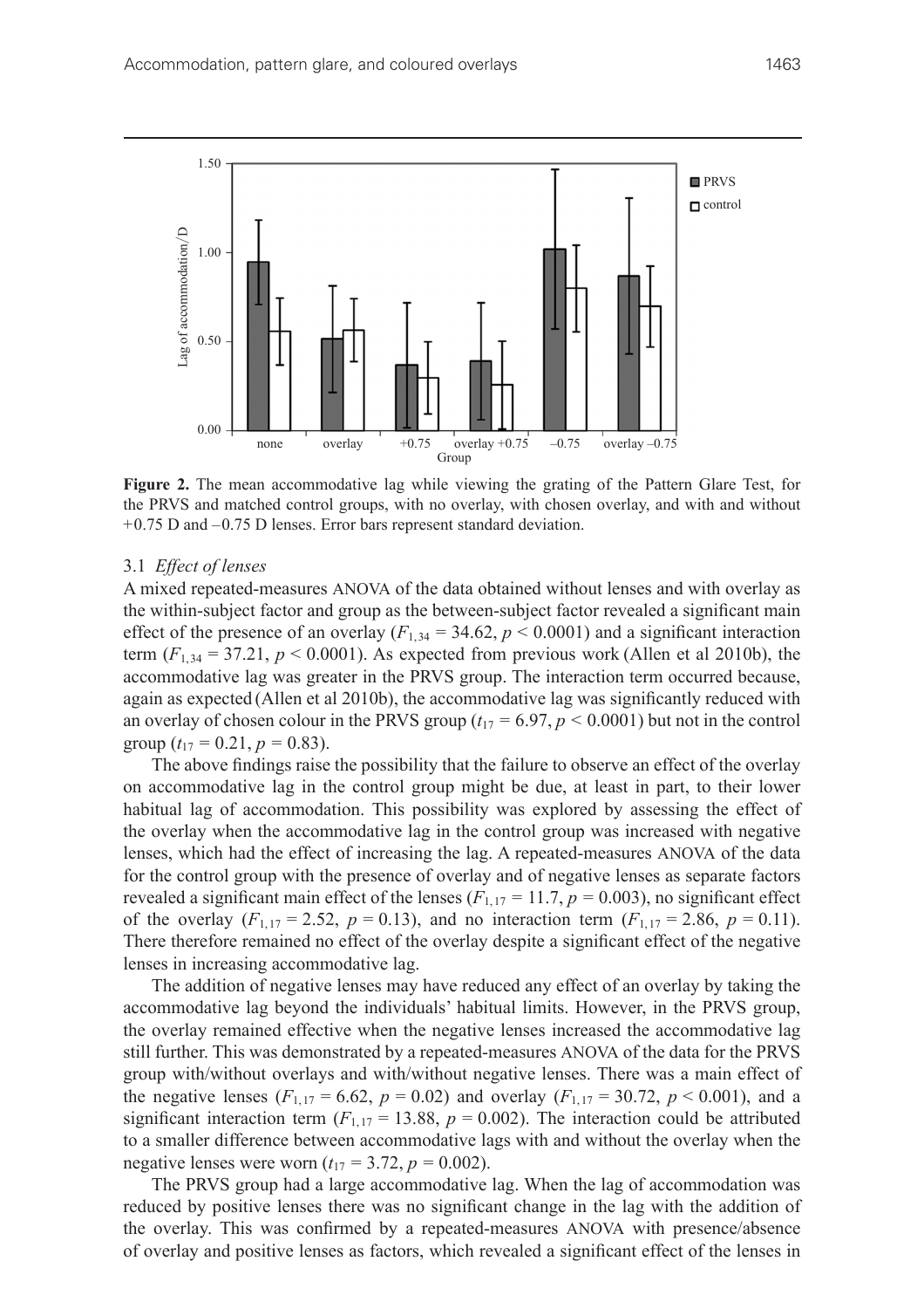1.50

1.00

0.50

0.00

Lag of accommodation/D

none

overlay

+0.75

overlay +0.75

–0.75

overlay –0.75

Group

PRVS

control

**Figure 2.** The mean accommodative lag while viewing the grating of the Pattern Glare Test, for the PRVS and matched control groups, with no overlay, with chosen overlay, and with and without +0.75 D and –0.75 D lenses. Error bars represent standard deviation.

### 3.1 *Effect of lenses*

A mixed repeated-measures ANOVA of the data obtained without lenses and with overlay as the within-subject factor and group as the between-subject factor revealed a significant main effect of the presence of an overlay ($F_{1,34} = 34.62$, $p < 0.0001$) and a significant interaction term ($F_{1,34} = 37.21$, $p < 0.0001$). As expected from previous work (Allen et al 2010b), the accommodative lag was greater in the PRVS group. The interaction term occurred because, again as expected (Allen et al 2010b), the accommodative lag was significantly reduced with an overlay of chosen colour in the PRVS group ($t_{17} = 6.97$, $p < 0.0001$) but not in the control group ($t_{17} = 0.21$, $p = 0.83$).

The above findings raise the possibility that the failure to observe an effect of the overlay on accommodative lag in the control group might be due, at least in part, to their lower habitual lag of accommodation. This possibility was explored by assessing the effect of the overlay when the accommodative lag in the control group was increased with negative lenses, which had the effect of increasing the lag. A repeated-measures ANOVA of the data for the control group with the presence of overlay and of negative lenses as separate factors revealed a significant main effect of the lenses ($F_{1,17} = 11.7$, $p = 0.003$), no significant effect of the overlay ($F_{1,17} = 2.52$, $p = 0.13$), and no interaction term ($F_{1,17} = 2.86$, $p = 0.11$). There therefore remained no effect of the overlay despite a significant effect of the negative lenses in increasing accommodative lag.

The addition of negative lenses may have reduced any effect of an overlay by taking the accommodative lag beyond the individuals' habitual limits. However, in the PRVS group, the overlay remained effective when the negative lenses increased the accommodative lag still further. This was demonstrated by a repeated-measures ANOVA of the data for the PRVS group with/without overlays and with/without negative lenses. There was a main effect of the negative lenses ($F_{1,17} = 6.62$, $p = 0.02$) and overlay ($F_{1,17} = 30.72$, $p < 0.001$), and a significant interaction term ($F_{1,17} = 13.88$, $p = 0.002$). The interaction could be attributed to a smaller difference between accommodative lags with and without the overlay when the negative lenses were worn ($t_{17} = 3.72$, $p = 0.002$).

The PRVS group had a large accommodative lag. When the lag of accommodation was reduced by positive lenses there was no significant change in the lag with the addition of the overlay. This was confirmed by a repeated-measures ANOVA with presence/absence of overlay and positive lenses as factors, which revealed a significant effect of the lenses in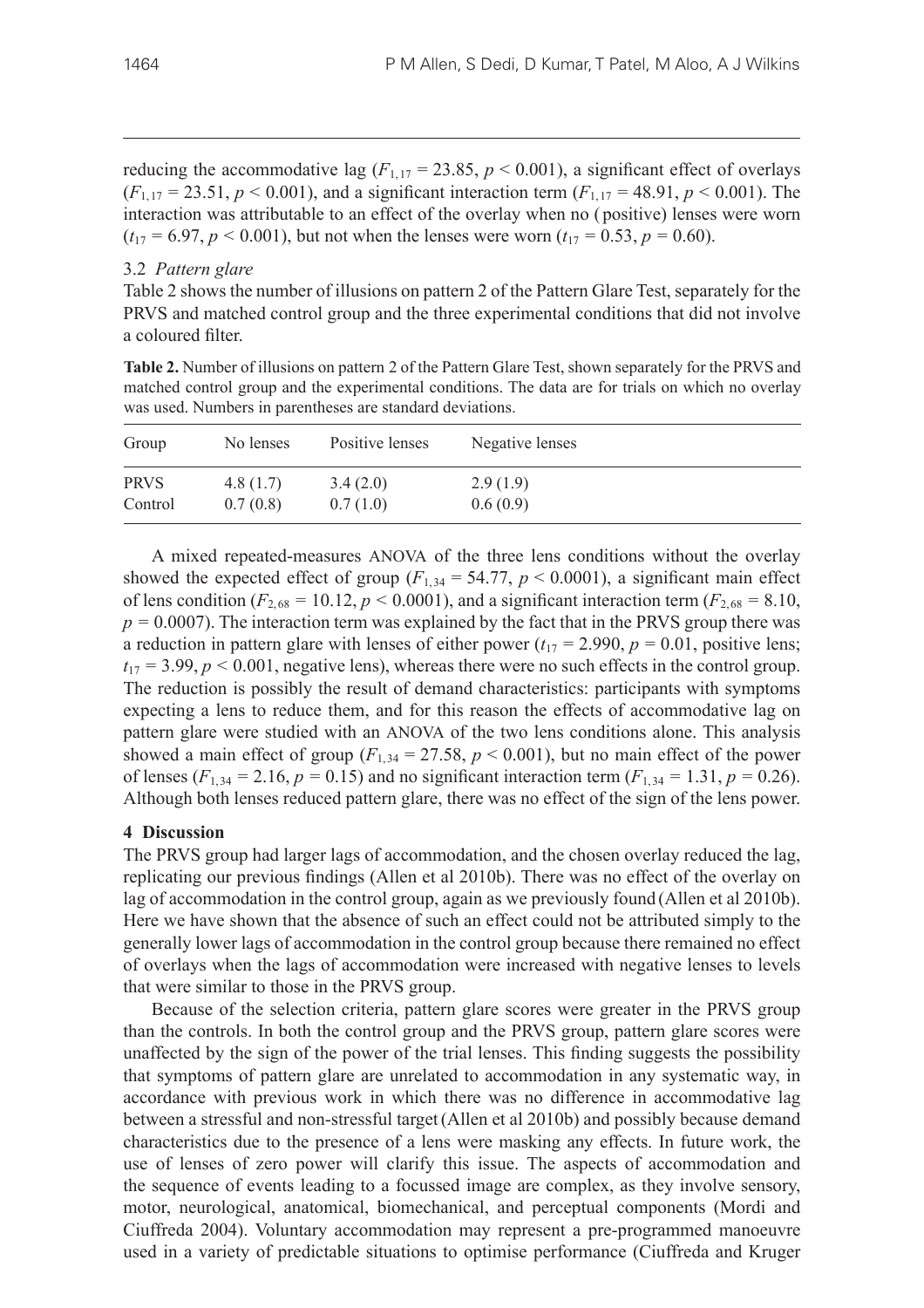reducing the accommodative lag ($F_{1,17} = 23.85$, $p < 0.001$), a significant effect of overlays ($F_{1,17} = 23.51$, $p < 0.001$), and a significant interaction term ($F_{1,17} = 48.91$, $p < 0.001$). The interaction was attributable to an effect of the overlay when no (positive) lenses were worn ($t_{17} = 6.97$, $p < 0.001$), but not when the lenses were worn ($t_{17} = 0.53$, $p = 0.60$).

### 3.2 *Pattern glare*

Table 2 shows the number of illusions on pattern 2 of the Pattern Glare Test, separately for the PRVS and matched control group and the three experimental conditions that did not involve a coloured filter.

**Table 2.** Number of illusions on pattern 2 of the Pattern Glare Test, shown separately for the PRVS and matched control group and the experimental conditions. The data are for trials on which no overlay was used. Numbers in parentheses are standard deviations.

| Group | No lenses | Positive lenses | Negative lenses |
|---|---|---|---|
| PRVS | 4.8 (1.7) | 3.4 (2.0) | 2.9 (1.9) |
| Control | 0.7 (0.8) | 0.7 (1.0) | 0.6 (0.9) |

A mixed repeated-measures ANOVA of the three lens conditions without the overlay showed the expected effect of group ($F_{1,34} = 54.77$, $p < 0.0001$), a significant main effect of lens condition ($F_{2,68} = 10.12$, $p < 0.0001$), and a significant interaction term ($F_{2,68} = 8.10$, $p = 0.0007$). The interaction term was explained by the fact that in the PRVS group there was a reduction in pattern glare with lenses of either power ($t_{17} = 2.990$, $p = 0.01$, positive lens; $t_{17} = 3.99$, $p < 0.001$, negative lens), whereas there were no such effects in the control group. The reduction is possibly the result of demand characteristics: participants with symptoms expecting a lens to reduce them, and for this reason the effects of accommodative lag on pattern glare were studied with an ANOVA of the two lens conditions alone. This analysis showed a main effect of group ($F_{1,34} = 27.58$, $p < 0.001$), but no main effect of the power of lenses ($F_{1,34} = 2.16$, $p = 0.15$) and no significant interaction term ($F_{1,34} = 1.31$, $p = 0.26$). Although both lenses reduced pattern glare, there was no effect of the sign of the lens power.

## 4 Discussion

The PRVS group had larger lags of accommodation, and the chosen overlay reduced the lag, replicating our previous findings (Allen et al 2010b). There was no effect of the overlay on lag of accommodation in the control group, again as we previously found (Allen et al 2010b). Here we have shown that the absence of such an effect could not be attributed simply to the generally lower lags of accommodation in the control group because there remained no effect of overlays when the lags of accommodation were increased with negative lenses to levels that were similar to those in the PRVS group.

Because of the selection criteria, pattern glare scores were greater in the PRVS group than the controls. In both the control group and the PRVS group, pattern glare scores were unaffected by the sign of the power of the trial lenses. This finding suggests the possibility that symptoms of pattern glare are unrelated to accommodation in any systematic way, in accordance with previous work in which there was no difference in accommodative lag between a stressful and non-stressful target (Allen et al 2010b) and possibly because demand characteristics due to the presence of a lens were masking any effects. In future work, the use of lenses of zero power will clarify this issue. The aspects of accommodation and the sequence of events leading to a focussed image are complex, as they involve sensory, motor, neurological, anatomical, biomechanical, and perceptual components (Mordi and Ciuffreda 2004). Voluntary accommodation may represent a pre-programmed manoeuvre used in a variety of predictable situations to optimise performance (Ciuffreda and Kruger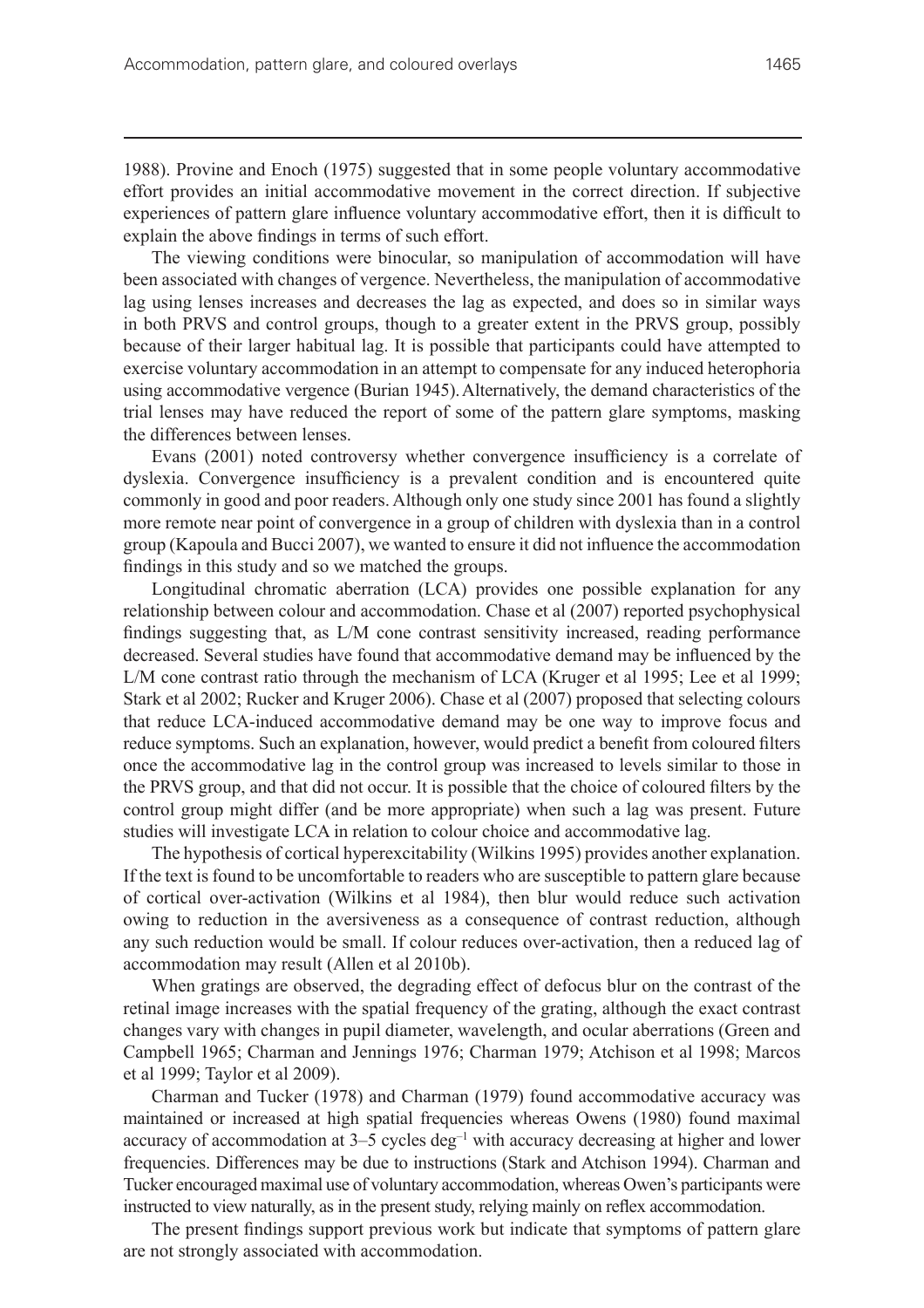1988). Provine and Enoch (1975) suggested that in some people voluntary accommodative effort provides an initial accommodative movement in the correct direction. If subjective experiences of pattern glare influence voluntary accommodative effort, then it is difficult to explain the above findings in terms of such effort.

The viewing conditions were binocular, so manipulation of accommodation will have been associated with changes of vergence. Nevertheless, the manipulation of accommodative lag using lenses increases and decreases the lag as expected, and does so in similar ways in both PRVS and control groups, though to a greater extent in the PRVS group, possibly because of their larger habitual lag. It is possible that participants could have attempted to exercise voluntary accommodation in an attempt to compensate for any induced heterophoria using accommodative vergence (Burian 1945). Alternatively, the demand characteristics of the trial lenses may have reduced the report of some of the pattern glare symptoms, masking the differences between lenses.

Evans (2001) noted controversy whether convergence insufficiency is a correlate of dyslexia. Convergence insufficiency is a prevalent condition and is encountered quite commonly in good and poor readers. Although only one study since 2001 has found a slightly more remote near point of convergence in a group of children with dyslexia than in a control group (Kapoula and Bucci 2007), we wanted to ensure it did not influence the accommodation findings in this study and so we matched the groups.

Longitudinal chromatic aberration (LCA) provides one possible explanation for any relationship between colour and accommodation. Chase et al (2007) reported psychophysical findings suggesting that, as L/M cone contrast sensitivity increased, reading performance decreased. Several studies have found that accommodative demand may be influenced by the L/M cone contrast ratio through the mechanism of LCA (Kruger et al 1995; Lee et al 1999; Stark et al 2002; Rucker and Kruger 2006). Chase et al (2007) proposed that selecting colours that reduce LCA-induced accommodative demand may be one way to improve focus and reduce symptoms. Such an explanation, however, would predict a benefit from coloured filters once the accommodative lag in the control group was increased to levels similar to those in the PRVS group, and that did not occur. It is possible that the choice of coloured filters by the control group might differ (and be more appropriate) when such a lag was present. Future studies will investigate LCA in relation to colour choice and accommodative lag.

The hypothesis of cortical hyperexcitability (Wilkins 1995) provides another explanation. If the text is found to be uncomfortable to readers who are susceptible to pattern glare because of cortical over-activation (Wilkins et al 1984), then blur would reduce such activation owing to reduction in the aversiveness as a consequence of contrast reduction, although any such reduction would be small. If colour reduces over-activation, then a reduced lag of accommodation may result (Allen et al 2010b).

When gratings are observed, the degrading effect of defocus blur on the contrast of the retinal image increases with the spatial frequency of the grating, although the exact contrast changes vary with changes in pupil diameter, wavelength, and ocular aberrations (Green and Campbell 1965; Charman and Jennings 1976; Charman 1979; Atchison et al 1998; Marcos et al 1999; Taylor et al 2009).

Charman and Tucker (1978) and Charman (1979) found accommodative accuracy was maintained or increased at high spatial frequencies whereas Owens (1980) found maximal accuracy of accommodation at 3–5 cycles $\deg^{-1}$ with accuracy decreasing at higher and lower frequencies. Differences may be due to instructions (Stark and Atchison 1994). Charman and Tucker encouraged maximal use of voluntary accommodation, whereas Owen's participants were instructed to view naturally, as in the present study, relying mainly on reflex accommodation.

The present findings support previous work but indicate that symptoms of pattern glare are not strongly associated with accommodation.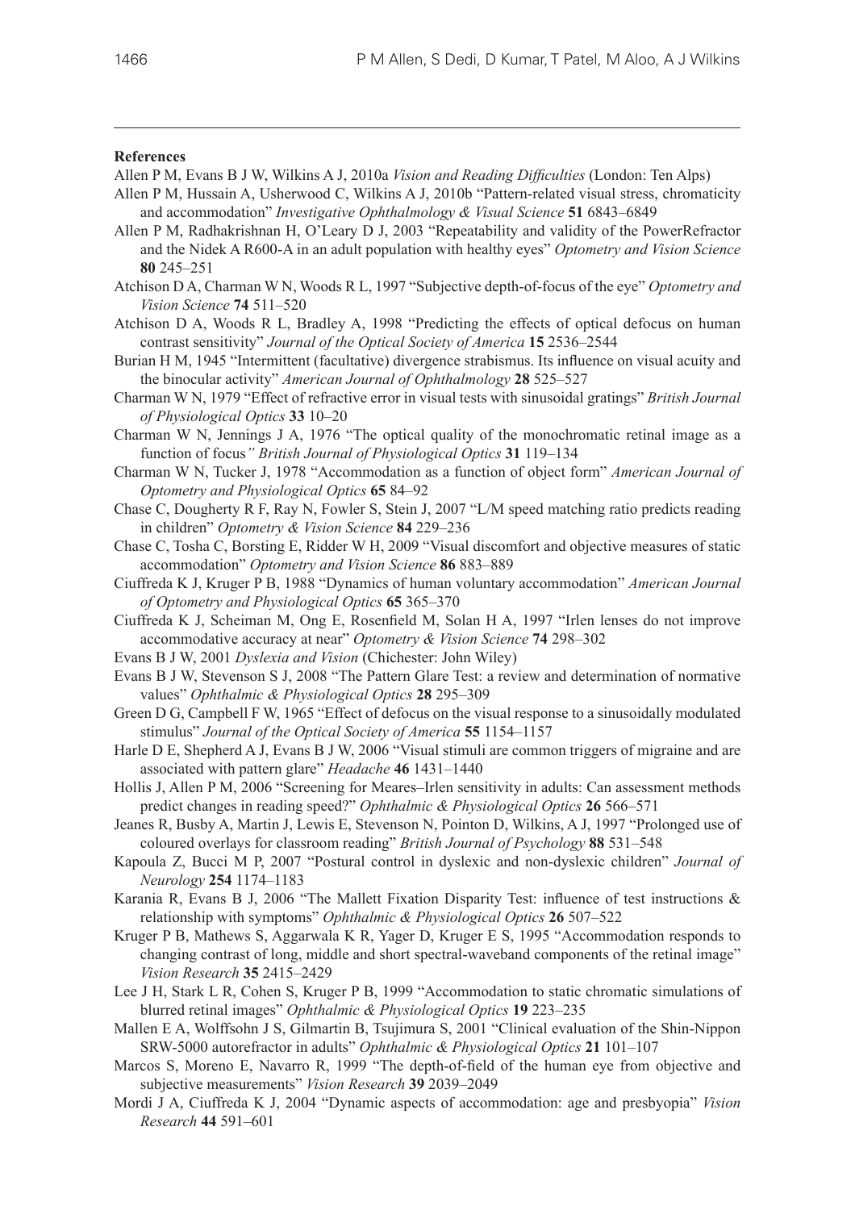**References**

Allen P M, Evans B J W, Wilkins A J, 2010a *Vision and Reading Difficulties* (London: Ten Alps)

Allen P M, Hussain A, Usherwood C, Wilkins A J, 2010b "Pattern-related visual stress, chromaticity and accommodation" *Investigative Ophthalmology & Visual Science* **51** 6843–6849

Allen P M, Radhakrishnan H, O'Leary D J, 2003 "Repeatability and validity of the PowerRefractor and the Nidek A R600-A in an adult population with healthy eyes" *Optometry and Vision Science* **80** 245–251

Atchison D A, Charman W N, Woods R L, 1997 "Subjective depth-of-focus of the eye" *Optometry and Vision Science* **74** 511–520

Atchison D A, Woods R L, Bradley A, 1998 "Predicting the effects of optical defocus on human contrast sensitivity" *Journal of the Optical Society of America* **15** 2536–2544

Burian H M, 1945 "Intermittent (facultative) divergence strabismus. Its influence on visual acuity and the binocular activity" *American Journal of Ophthalmology* **28** 525–527

Charman W N, 1979 "Effect of refractive error in visual tests with sinusoidal gratings" *British Journal of Physiological Optics* **33** 10–20

Charman W N, Jennings J A, 1976 "The optical quality of the monochromatic retinal image as a function of focus" *British Journal of Physiological Optics* **31** 119–134

Charman W N, Tucker J, 1978 "Accommodation as a function of object form" *American Journal of Optometry and Physiological Optics* **65** 84–92

Chase C, Dougherty R F, Ray N, Fowler S, Stein J, 2007 "L/M speed matching ratio predicts reading in children" *Optometry & Vision Science* **84** 229–236

Chase C, Tosha C, Borsting E, Ridder W H, 2009 "Visual discomfort and objective measures of static accommodation" *Optometry and Vision Science* **86** 883–889

Ciuffreda K J, Kruger P B, 1988 "Dynamics of human voluntary accommodation" *American Journal of Optometry and Physiological Optics* **65** 365–370

Ciuffreda K J, Scheiman M, Ong E, Rosenfield M, Solan H A, 1997 "Irlen lenses do not improve accommodative accuracy at near" *Optometry & Vision Science* **74** 298–302

Evans B J W, 2001 *Dyslexia and Vision* (Chichester: John Wiley)

Evans B J W, Stevenson S J, 2008 "The Pattern Glare Test: a review and determination of normative values" *Ophthalmic & Physiological Optics* **28** 295–309

Green D G, Campbell F W, 1965 "Effect of defocus on the visual response to a sinusoidally modulated stimulus" *Journal of the Optical Society of America* **55** 1154–1157

Harle D E, Shepherd A J, Evans B J W, 2006 "Visual stimuli are common triggers of migraine and are associated with pattern glare" *Headache* **46** 1431–1440

Hollis J, Allen P M, 2006 "Screening for Meares–Irlen sensitivity in adults: Can assessment methods predict changes in reading speed?" *Ophthalmic & Physiological Optics* **26** 566–571

Jeanes R, Busby A, Martin J, Lewis E, Stevenson N, Pointon D, Wilkins, A J, 1997 "Prolonged use of coloured overlays for classroom reading" *British Journal of Psychology* **88** 531–548

Kapoula Z, Bucci M P, 2007 "Postural control in dyslexic and non-dyslexic children" *Journal of Neurology* **254** 1174–1183

Karania R, Evans B J, 2006 "The Mallett Fixation Disparity Test: influence of test instructions & relationship with symptoms" *Ophthalmic & Physiological Optics* **26** 507–522

Kruger P B, Mathews S, Aggarwala K R, Yager D, Kruger E S, 1995 "Accommodation responds to changing contrast of long, middle and short spectral-waveband components of the retinal image" *Vision Research* **35** 2415–2429

Lee J H, Stark L R, Cohen S, Kruger P B, 1999 "Accommodation to static chromatic simulations of blurred retinal images" *Ophthalmic & Physiological Optics* **19** 223–235

Mallen E A, Wolffsohn J S, Gilmartin B, Tsujimura S, 2001 "Clinical evaluation of the Shin-Nippon SRW-5000 autorefractor in adults" *Ophthalmic & Physiological Optics* **21** 101–107

Marcos S, Moreno E, Navarro R, 1999 "The depth-of-field of the human eye from objective and subjective measurements" *Vision Research* **39** 2039–2049

Mordi J A, Ciuffreda K J, 2004 "Dynamic aspects of accommodation: age and presbyopia" *Vision Research* **44** 591–601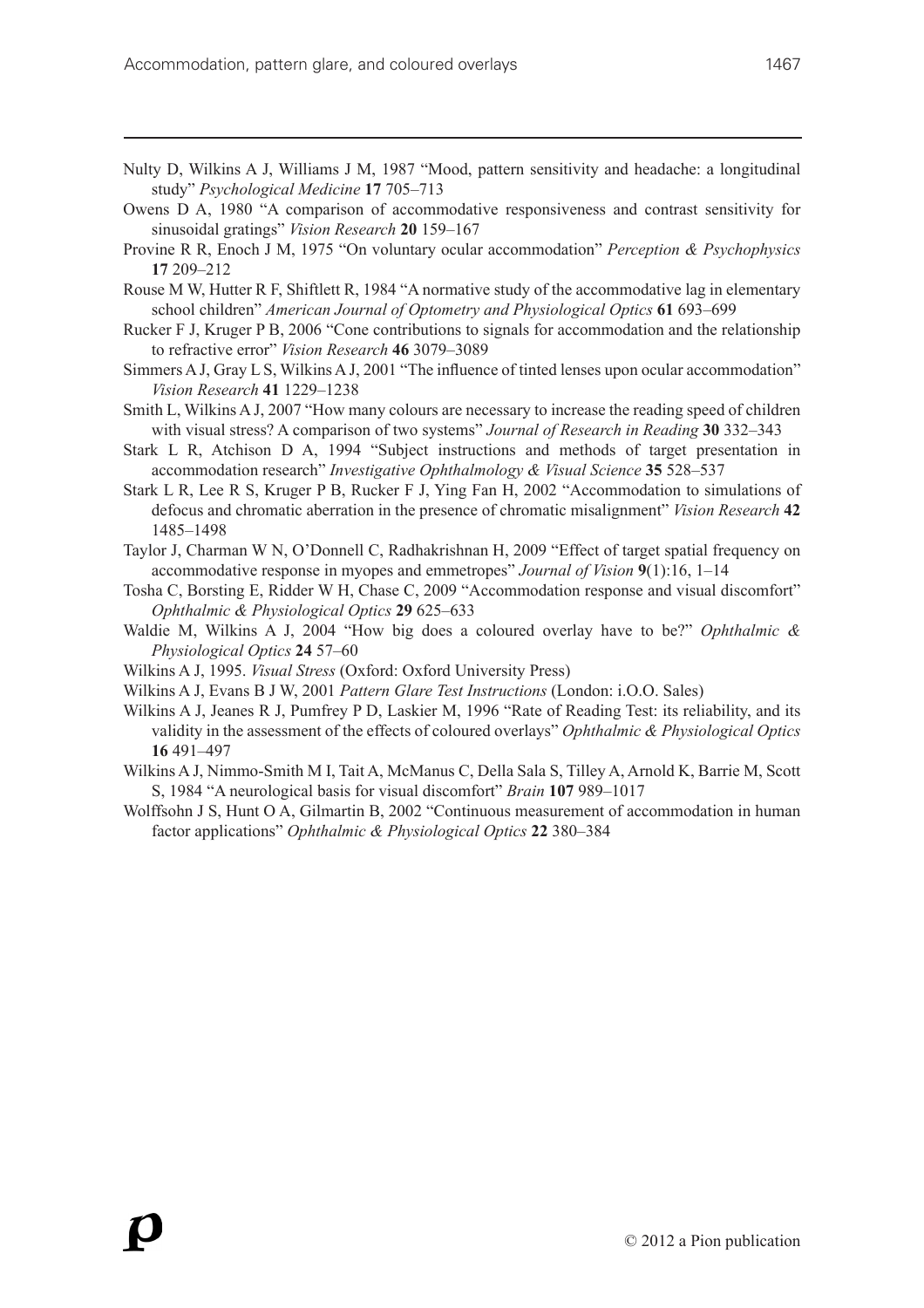Nulty D, Wilkins A J, Williams J M, 1987 "Mood, pattern sensitivity and headache: a longitudinal study" *Psychological Medicine* **17** 705–713

Owens D A, 1980 "A comparison of accommodative responsiveness and contrast sensitivity for sinusoidal gratings" *Vision Research* **20** 159–167

Provine R R, Enoch J M, 1975 "On voluntary ocular accommodation" *Perception & Psychophysics* **17** 209–212

Rouse M W, Hutter R F, Shiftlett R, 1984 "A normative study of the accommodative lag in elementary school children" *American Journal of Optometry and Physiological Optics* **61** 693–699

Rucker F J, Kruger P B, 2006 "Cone contributions to signals for accommodation and the relationship to refractive error" *Vision Research* **46** 3079–3089

Simmers A J, Gray L S, Wilkins A J, 2001 "The influence of tinted lenses upon ocular accommodation" *Vision Research* **41** 1229–1238

Smith L, Wilkins A J, 2007 "How many colours are necessary to increase the reading speed of children with visual stress? A comparison of two systems" *Journal of Research in Reading* **30** 332–343

Stark L R, Atchison D A, 1994 "Subject instructions and methods of target presentation in accommodation research" *Investigative Ophthalmology & Visual Science* **35** 528–537

Stark L R, Lee R S, Kruger P B, Rucker F J, Ying Fan H, 2002 "Accommodation to simulations of defocus and chromatic aberration in the presence of chromatic misalignment" *Vision Research* **42** 1485–1498

Taylor J, Charman W N, O'Donnell C, Radhakrishnan H, 2009 "Effect of target spatial frequency on accommodative response in myopes and emmetropes" *Journal of Vision* **9**(1):16, 1–14

Tosha C, Borsting E, Ridder W H, Chase C, 2009 "Accommodation response and visual discomfort" *Ophthalmic & Physiological Optics* **29** 625–633

Waldie M, Wilkins A J, 2004 "How big does a coloured overlay have to be?" *Ophthalmic & Physiological Optics* **24** 57–60

Wilkins A J, 1995. *Visual Stress* (Oxford: Oxford University Press)

Wilkins A J, Evans B J W, 2001 *Pattern Glare Test Instructions* (London: i.O.O. Sales)

Wilkins A J, Jeanes R J, Pumfrey P D, Laskier M, 1996 "Rate of Reading Test: its reliability, and its validity in the assessment of the effects of coloured overlays" *Ophthalmic & Physiological Optics* **16** 491–497

Wilkins A J, Nimmo-Smith M I, Tait A, McManus C, Della Sala S, Tilley A, Arnold K, Barrie M, Scott S, 1984 "A neurological basis for visual discomfort" *Brain* **107** 989–1017

Wolffsohn J S, Hunt O A, Gilmartin B, 2002 "Continuous measurement of accommodation in human factor applications" *Ophthalmic & Physiological Optics* **22** 380–384

© 2012 a Pion publication